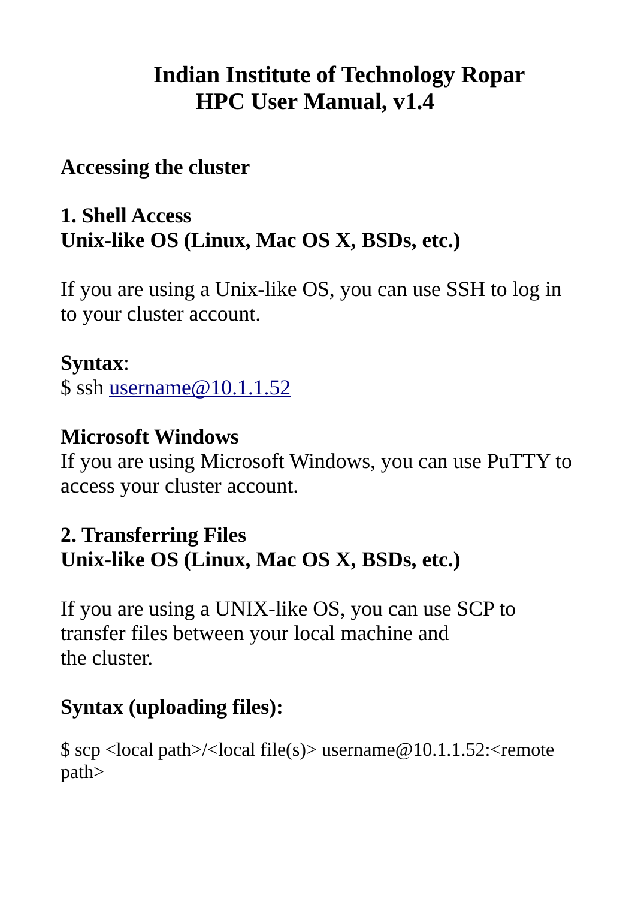# Indian Institute of Technology Ropar
# HPC User Manual, v1.4

## Accessing the cluster

### 1. Shell Access
### Unix-like OS (Linux, Mac OS X, BSDs, etc.)

If you are using a Unix-like OS, you can use SSH to log in to your cluster account.

**Syntax**:
$ ssh username@10.1.1.52

### Microsoft Windows
If you are using Microsoft Windows, you can use PuTTY to access your cluster account.

### 2. Transferring Files
### Unix-like OS (Linux, Mac OS X, BSDs, etc.)

If you are using a UNIX-like OS, you can use SCP to transfer files between your local machine and the cluster.

**Syntax (uploading files):**

$ scp <local path>/<local file(s)> username@10.1.1.52:<remote path>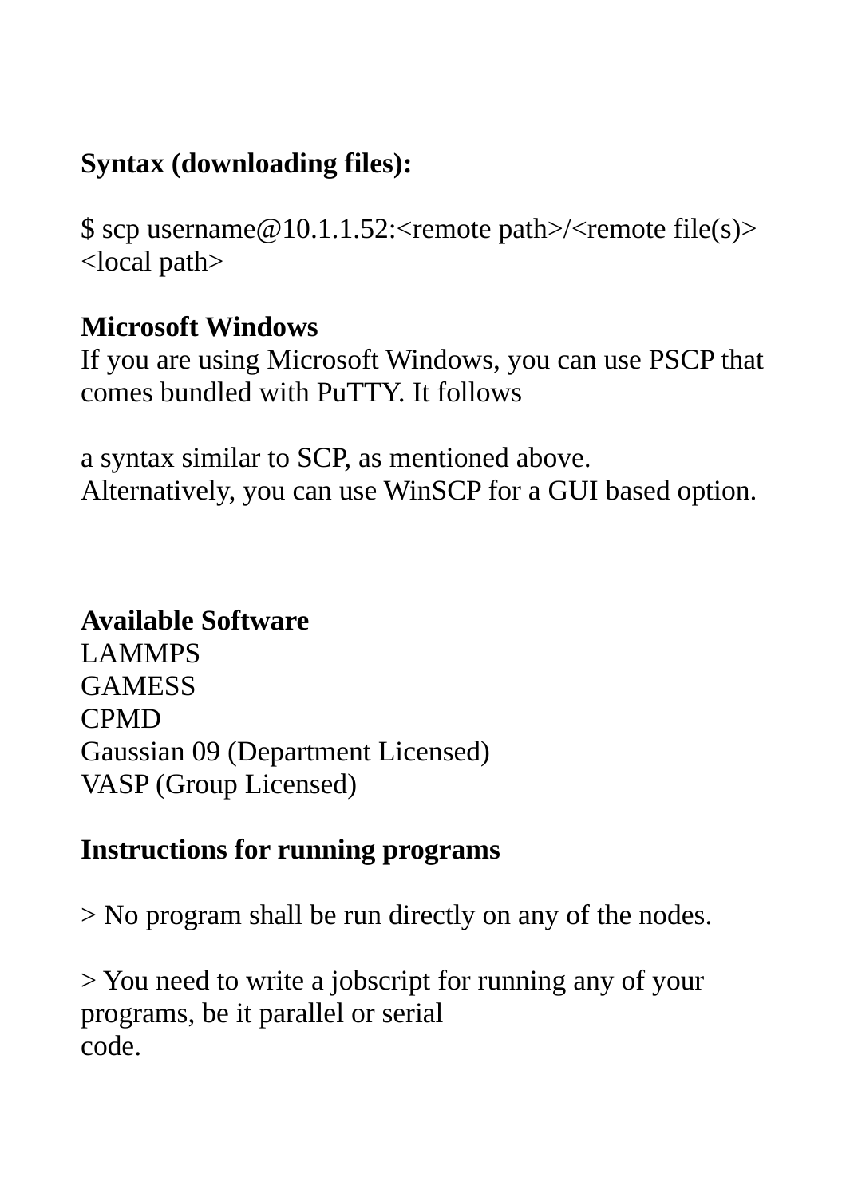**Syntax (downloading files):**

```
$ scp username@10.1.1.52:<remote path>/<remote file(s)> <local path>
```

**Microsoft Windows**

If you are using Microsoft Windows, you can use PSCP that comes bundled with PuTTY. It follows

a syntax similar to SCP, as mentioned above. Alternatively, you can use WinSCP for a GUI based option.

**Available Software**

LAMMPS
GAMESS
CPMD
Gaussian 09 (Department Licensed)
VASP (Group Licensed)

**Instructions for running programs**

> No program shall be run directly on any of the nodes.

> You need to write a jobscript for running any of your programs, be it parallel or serial
code.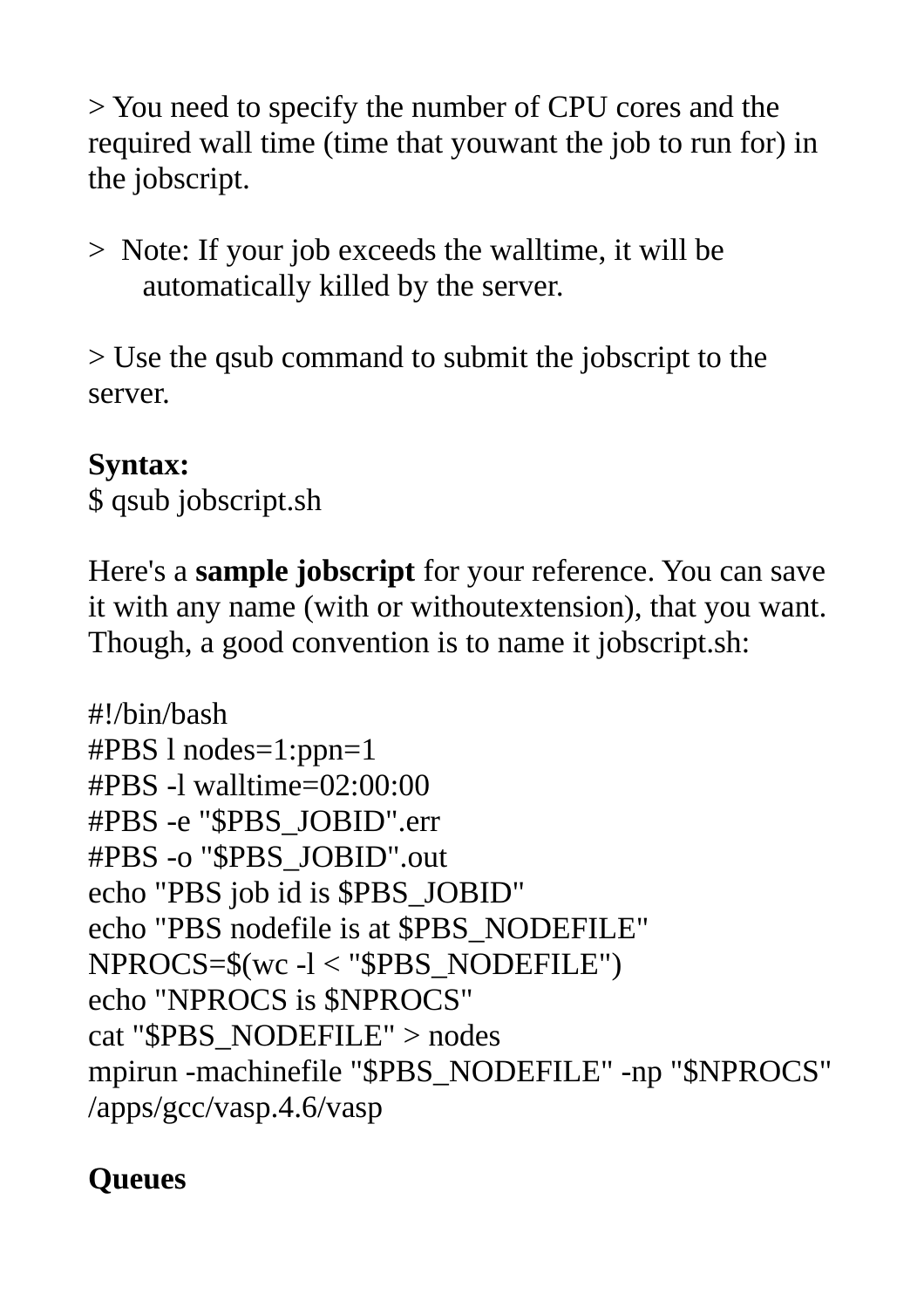> You need to specify the number of CPU cores and the required wall time (time that youwant the job to run for) in the jobscript.

> Note: If your job exceeds the walltime, it will be automatically killed by the server.

> Use the qsub command to submit the jobscript to the server.

**Syntax:**
$ qsub jobscript.sh

Here's a **sample jobscript** for your reference. You can save it with any name (with or withoutextension), that you want. Though, a good convention is to name it jobscript.sh:

```
#!/bin/bash
#PBS l nodes=1:ppn=1
#PBS -l walltime=02:00:00
#PBS -e "$PBS_JOBID".err
#PBS -o "$PBS_JOBID".out
echo "PBS job id is $PBS_JOBID"
echo "PBS nodefile is at $PBS_NODEFILE"
NPROCS=$(wc -l < "$PBS_NODEFILE")
echo "NPROCS is $NPROCS"
cat "$PBS_NODEFILE" > nodes
mpirun -machinefile "$PBS_NODEFILE" -np "$NPROCS"
/apps/gcc/vasp.4.6/vasp
```

**Queues**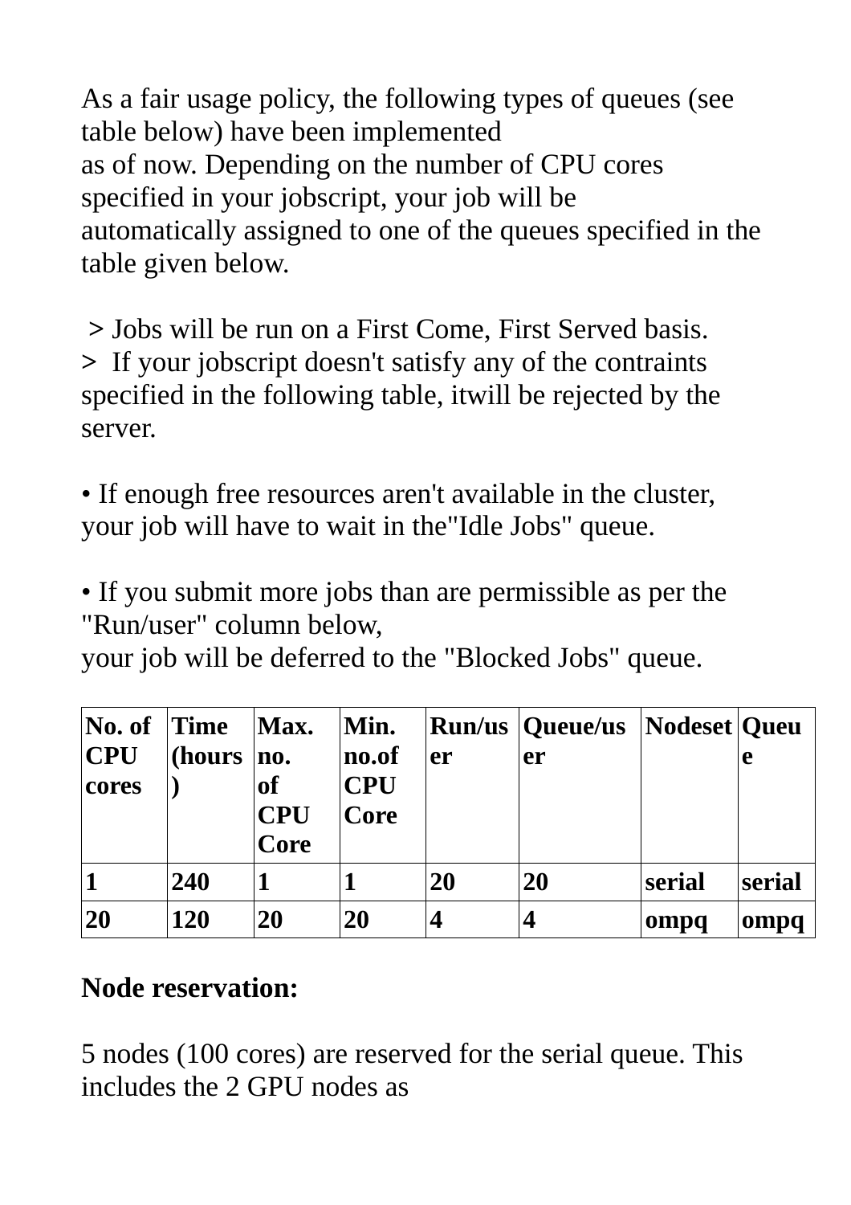As a fair usage policy, the following types of queues (see table below) have been implemented as of now. Depending on the number of CPU cores specified in your jobscript, your job will be automatically assigned to one of the queues specified in the table given below.

> Jobs will be run on a First Come, First Served basis.
> If your jobscript doesn't satisfy any of the contraints specified in the following table, itwill be rejected by the server.

• If enough free resources aren't available in the cluster, your job will have to wait in the"Idle Jobs" queue.

• If you submit more jobs than are permissible as per the "Run/user" column below, your job will be deferred to the "Blocked Jobs" queue.

| No. of CPU cores | Time (hours) | Max. no. of CPU Core | Min. no.of CPU Core | Run/user | Queue/user | Nodeset | Queue |
|---|---|---|---|---|---|---|---|
| 1 | 240 | 1 | 1 | 20 | 20 | serial | serial |
| 20 | 120 | 20 | 20 | 4 | 4 | ompq | ompq |

**Node reservation:**

5 nodes (100 cores) are reserved for the serial queue. This includes the 2 GPU nodes as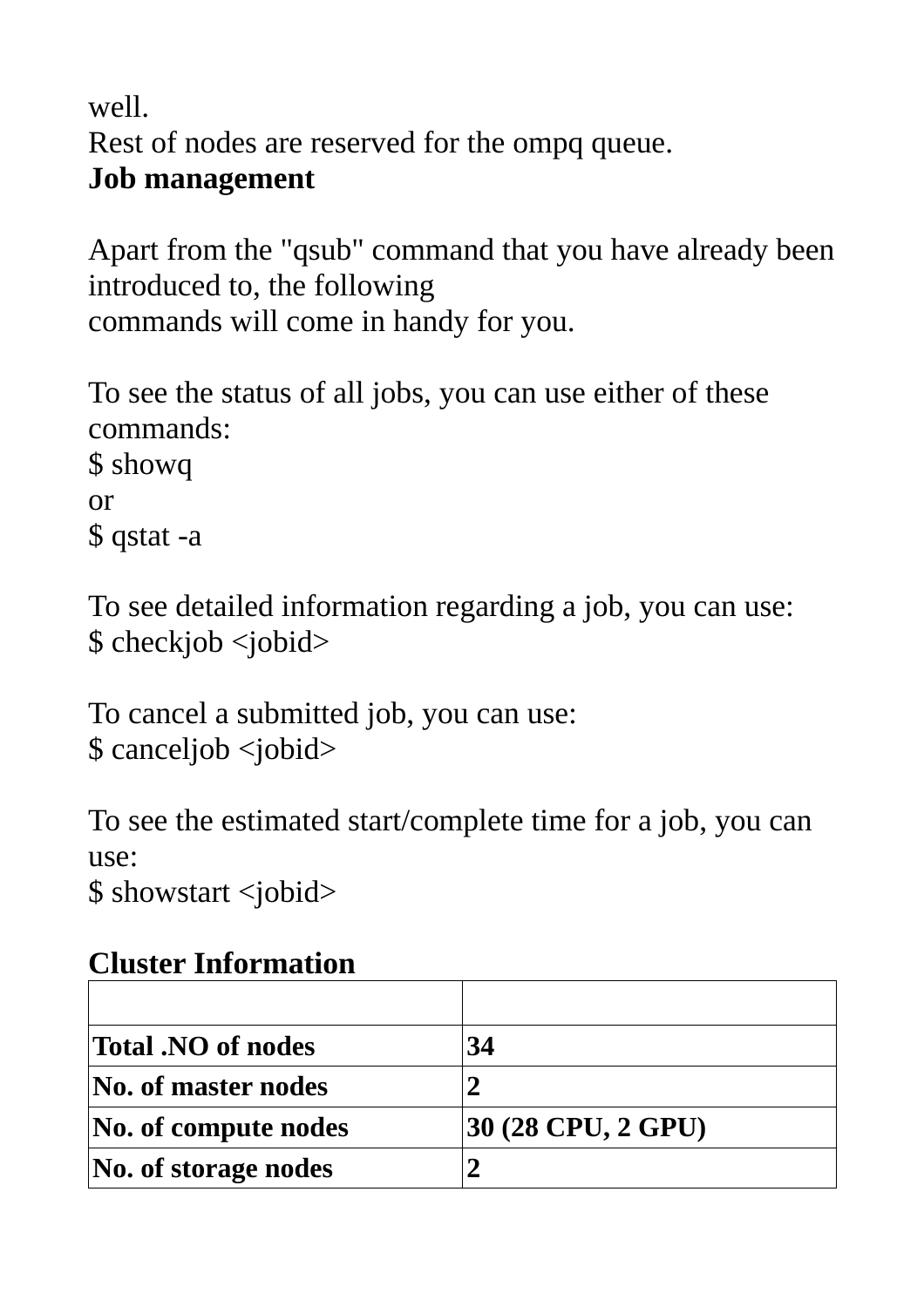well.
Rest of nodes are reserved for the ompq queue.

**Job management**

Apart from the "qsub" command that you have already been introduced to, the following
commands will come in handy for you.

To see the status of all jobs, you can use either of these commands:
$ showq
or
$ qstat -a

To see detailed information regarding a job, you can use:
$ checkjob <jobid>

To cancel a submitted job, you can use:
$ canceljob <jobid>

To see the estimated start/complete time for a job, you can use:
$ showstart <jobid>

**Cluster Information**

| | |
|---|---|
| **Total .NO of nodes** | **34** |
| **No. of master nodes** | **2** |
| **No. of compute nodes** | **30 (28 CPU, 2 GPU)** |
| **No. of storage nodes** | **2** |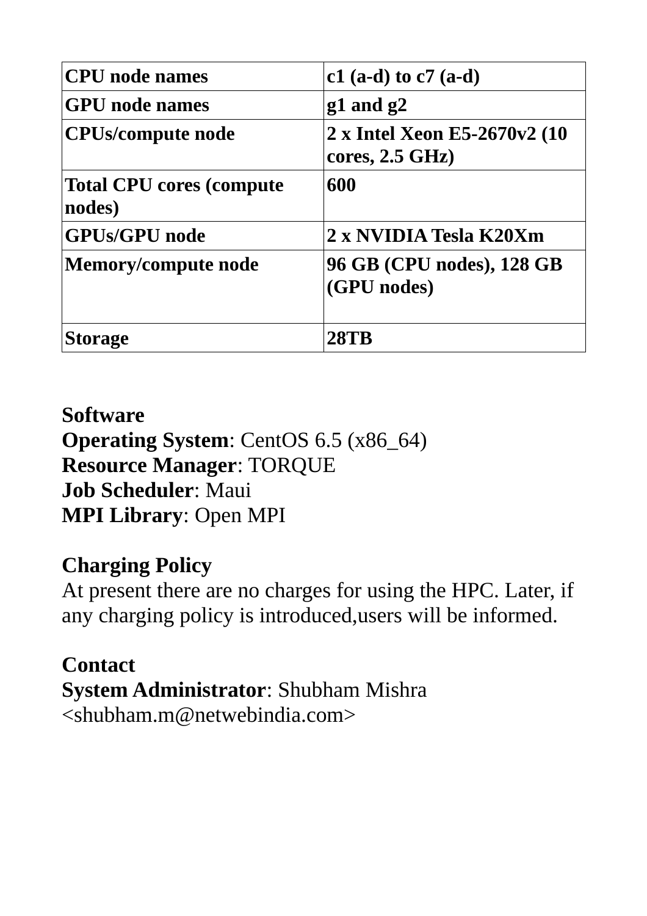| | |
|---|---|
| **CPU node names** | **c1 (a-d) to c7 (a-d)** |
| **GPU node names** | **g1 and g2** |
| **CPUs/compute node** | **2 x Intel Xeon E5-2670v2 (10 cores, 2.5 GHz)** |
| **Total CPU cores (compute nodes)** | **600** |
| **GPUs/GPU node** | **2 x NVIDIA Tesla K20Xm** |
| **Memory/compute node** | **96 GB (CPU nodes), 128 GB (GPU nodes)** |
| **Storage** | **28TB** |

**Software**
**Operating System**: CentOS 6.5 (x86_64)
**Resource Manager**: TORQUE
**Job Scheduler**: Maui
**MPI Library**: Open MPI

**Charging Policy**
At present there are no charges for using the HPC. Later, if any charging policy is introduced,users will be informed.

**Contact**
**System Administrator**: Shubham Mishra <shubham.m@netwebindia.com>